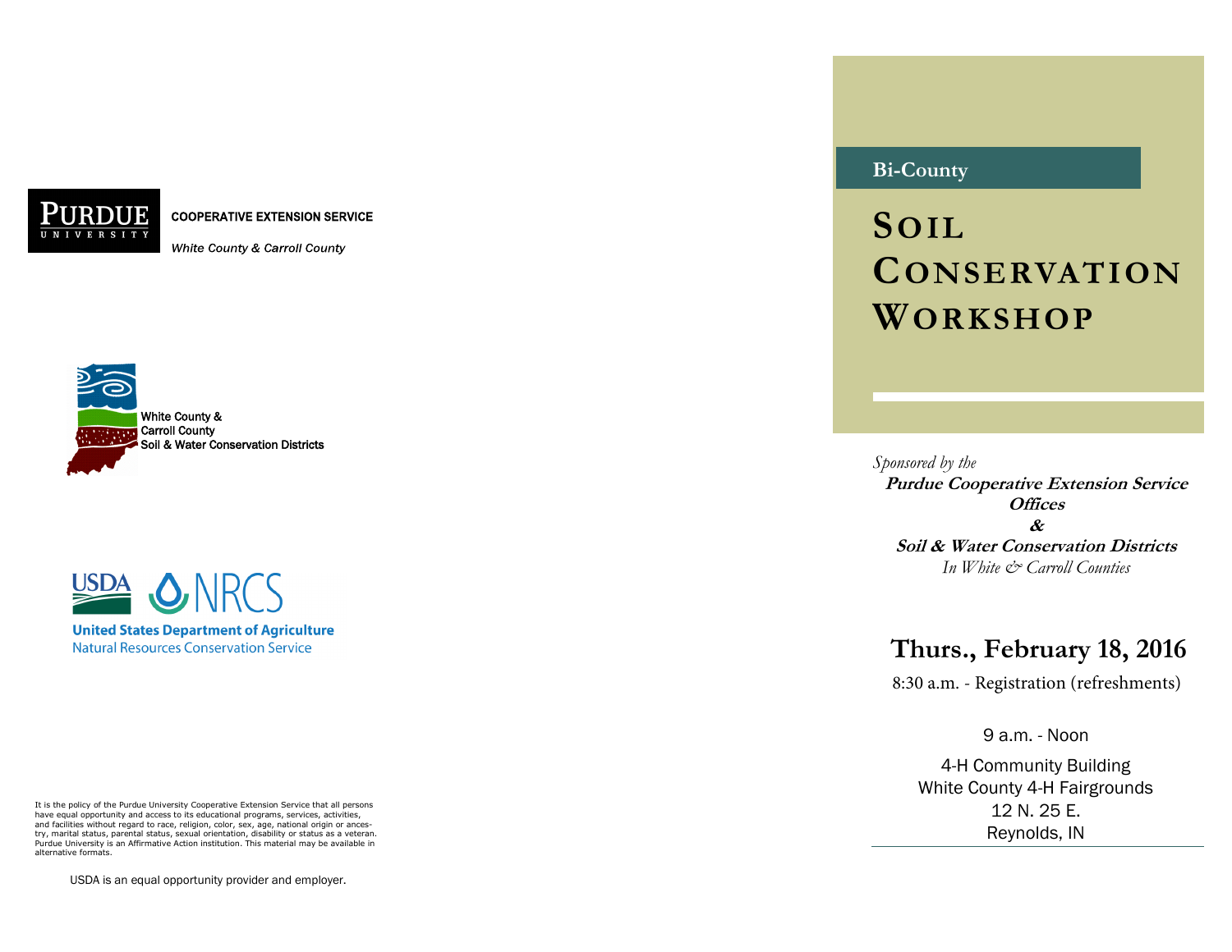PURDUE UNIVERSITY

**COOPERATIVE EXTENSION SERVICE**

*White County & Carroll County*

White County &
Carroll County
Soil & Water Conservation Districts

USDA NRCS

**United States Department of Agriculture**
Natural Resources Conservation Service

It is the policy of the Purdue University Cooperative Extension Service that all persons have equal opportunity and access to its educational programs, services, activities, and facilities without regard to race, religion, color, sex, age, national origin or ancestry, marital status, parental status, sexual orientation, disability or status as a veteran. Purdue University is an Affirmative Action institution. This material may be available in alternative formats.

USDA is an equal opportunity provider and employer.

**Bi-County**

# SOIL CONSERVATION WORKSHOP

*Sponsored by the*
***Purdue Cooperative Extension Service Offices***
***&***
***Soil & Water Conservation Districts***
*In White & Carroll Counties*

## Thurs., February 18, 2016

8:30 a.m. - Registration (refreshments)

9 a.m. - Noon

4-H Community Building
White County 4-H Fairgrounds
12 N. 25 E.
Reynolds, IN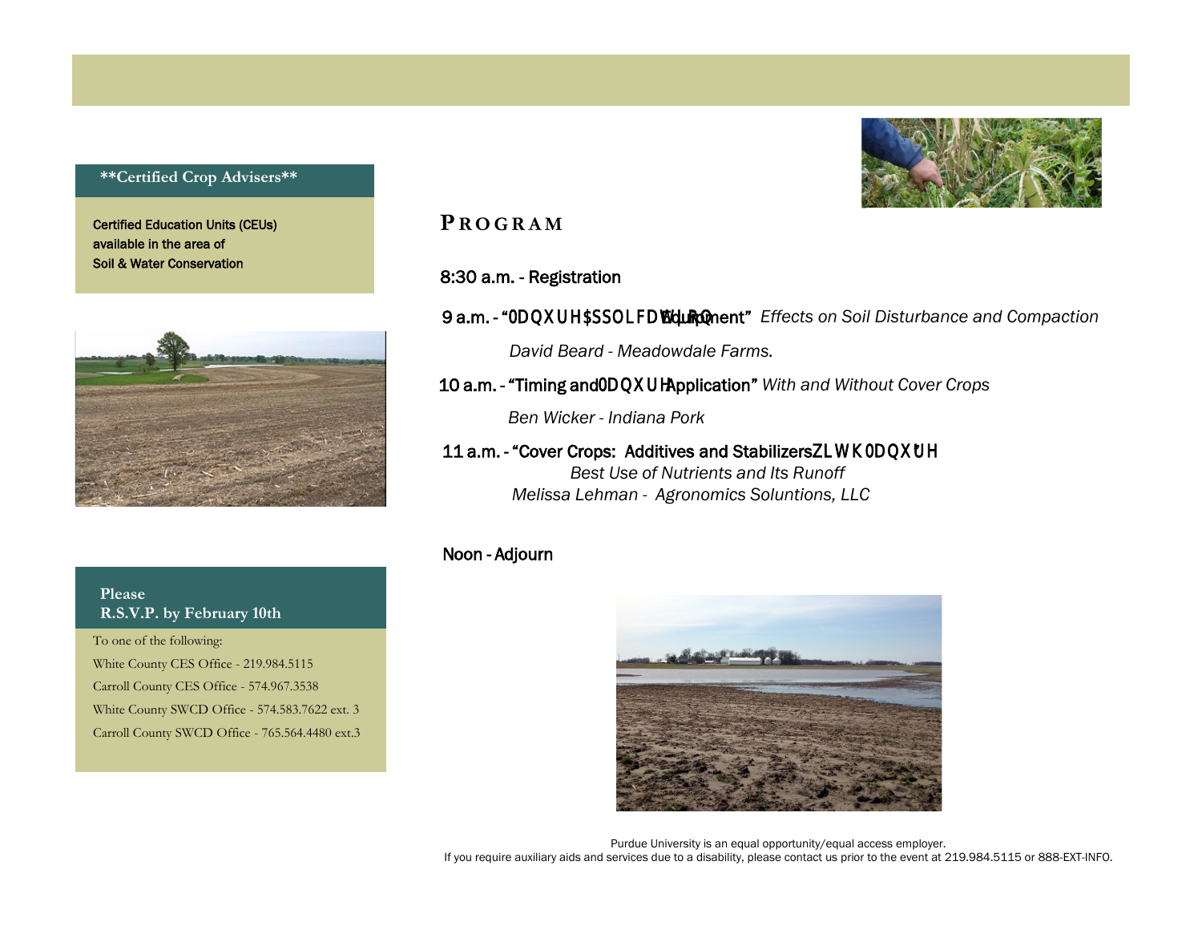**Certified Crop Advisers**

Certified Education Units (CEUs) available in the area of Soil & Water Conservation

**Please R.S.V.P. by February 10th**

To one of the following:

White County CES Office - 219.984.5115

Carroll County CES Office - 574.967.3538

White County SWCD Office - 574.583.7622 ext. 3

Carroll County SWCD Office - 765.564.4480 ext.3

## PROGRAM

8:30 a.m. - Registration

9 a.m. - "Manure Application Equipment" *Effects on Soil Disturbance and Compaction*

*David Beard - Meadowdale Farms.*

10 a.m. - "Timing and Manure Application" *With and Without Cover Crops*

*Ben Wicker - Indiana Pork*

11 a.m. - "Cover Crops: Additives and Stabilizers with Manure"

*Best Use of Nutrients and Its Runoff*

*Melissa Lehman - Agronomics Soluntions, LLC*

Noon - Adjourn

Purdue University is an equal opportunity/equal access employer.

If you require auxiliary aids and services due to a disability, please contact us prior to the event at 219.984.5115 or 888-EXT-INFO.